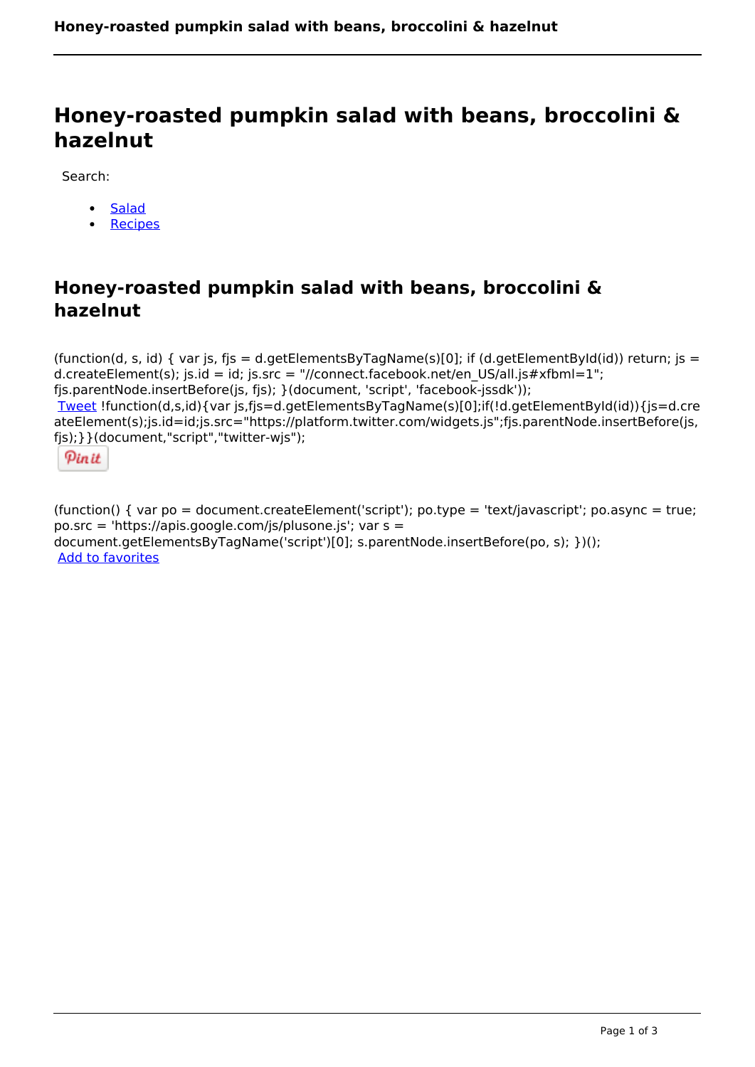# Honey-roasted pumpkin salad with beans, broccolini & hazelnut

Search:

- Salad
- Recipes

## Honey-roasted pumpkin salad with beans, broccolini & hazelnut

(function(d, s, id) { var js, fjs = d.getElementsByTagName(s)[0]; if (d.getElementById(id)) return; js = d.createElement(s); js.id = id; js.src = "//connect.facebook.net/en_US/all.js#xfbml=1"; fjs.parentNode.insertBefore(js, fjs); }(document, 'script', 'facebook-jssdk'));
Tweet !function(d,s,id){var js,fjs=d.getElementsByTagName(s)[0];if(!d.getElementById(id)){js=d.createElement(s);js.id=id;js.src="https://platform.twitter.com/widgets.js";fjs.parentNode.insertBefore(js,fjs);}}(document,"script","twitter-wjs");

Pin it

(function() { var po = document.createElement('script'); po.type = 'text/javascript'; po.async = true; po.src = 'https://apis.google.com/js/plusone.js'; var s = document.getElementsByTagName('script')[0]; s.parentNode.insertBefore(po, s); })();
Add to favorites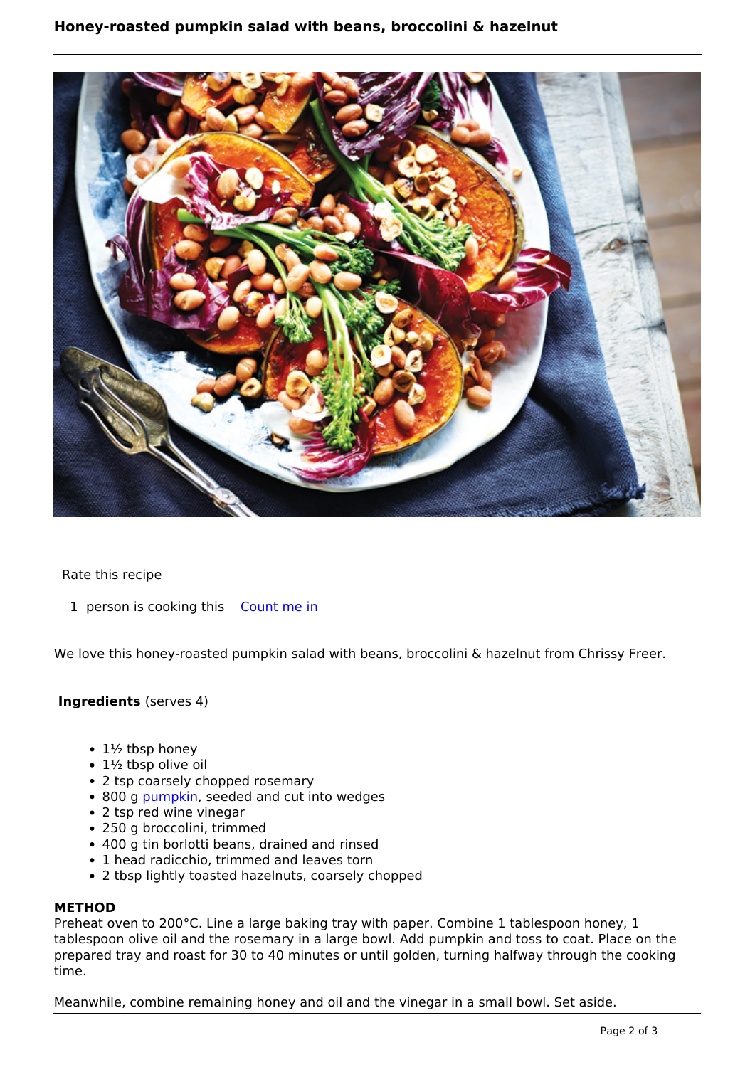# Honey-roasted pumpkin salad with beans, broccolini & hazelnut

Rate this recipe

1 person is cooking this Count me in

We love this honey-roasted pumpkin salad with beans, broccolini & hazelnut from Chrissy Freer.

**Ingredients** (serves 4)

- 1½ tbsp honey
- 1½ tbsp olive oil
- 2 tsp coarsely chopped rosemary
- 800 g pumpkin, seeded and cut into wedges
- 2 tsp red wine vinegar
- 250 g broccolini, trimmed
- 400 g tin borlotti beans, drained and rinsed
- 1 head radicchio, trimmed and leaves torn
- 2 tbsp lightly toasted hazelnuts, coarsely chopped

**METHOD**

Preheat oven to 200°C. Line a large baking tray with paper. Combine 1 tablespoon honey, 1 tablespoon olive oil and the rosemary in a large bowl. Add pumpkin and toss to coat. Place on the prepared tray and roast for 30 to 40 minutes or until golden, turning halfway through the cooking time.

Meanwhile, combine remaining honey and oil and the vinegar in a small bowl. Set aside.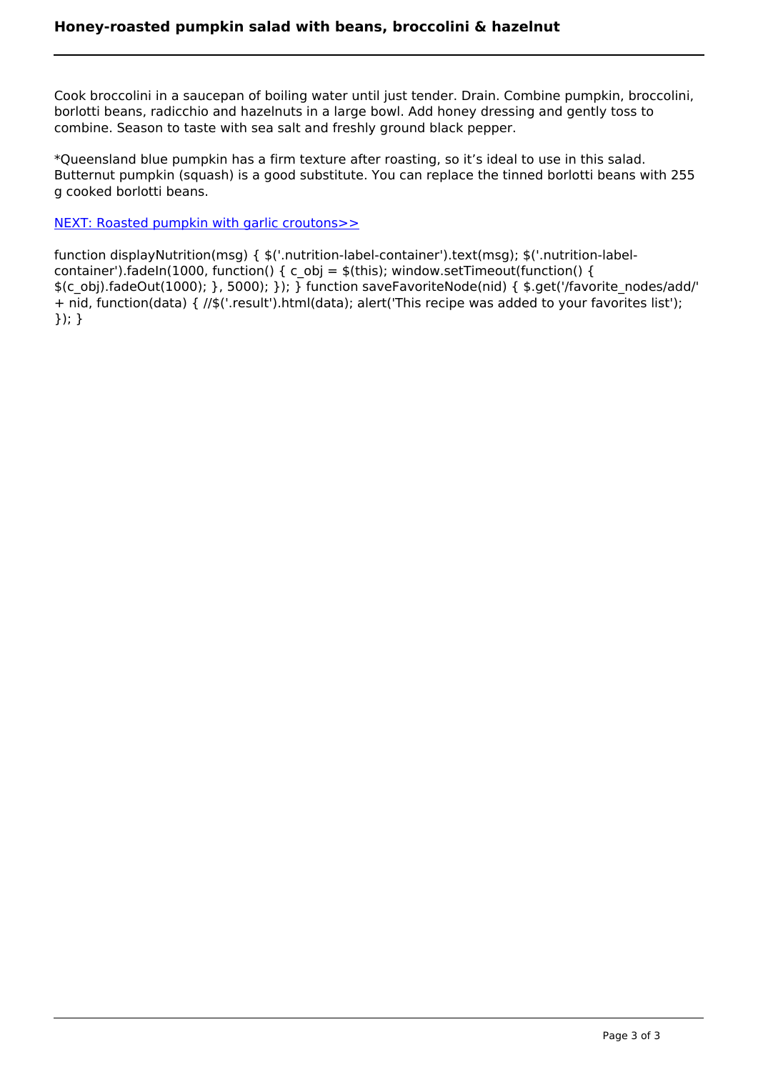Cook broccolini in a saucepan of boiling water until just tender. Drain. Combine pumpkin, broccolini, borlotti beans, radicchio and hazelnuts in a large bowl. Add honey dressing and gently toss to combine. Season to taste with sea salt and freshly ground black pepper.

*Queensland blue pumpkin has a firm texture after roasting, so it's ideal to use in this salad. Butternut pumpkin (squash) is a good substitute. You can replace the tinned borlotti beans with 255 g cooked borlotti beans.

[NEXT: Roasted pumpkin with garlic croutons>>]

```
function displayNutrition(msg) { $('.nutrition-label-container').text(msg); $('.nutrition-label-container').fadeIn(1000, function() { c_obj = $(this); window.setTimeout(function() { $(c_obj).fadeOut(1000); }, 5000); }); } function saveFavoriteNode(nid) { $.get('/favorite_nodes/add/' + nid, function(data) { //$('.result').html(data); alert('This recipe was added to your favorites list'); }); }
```